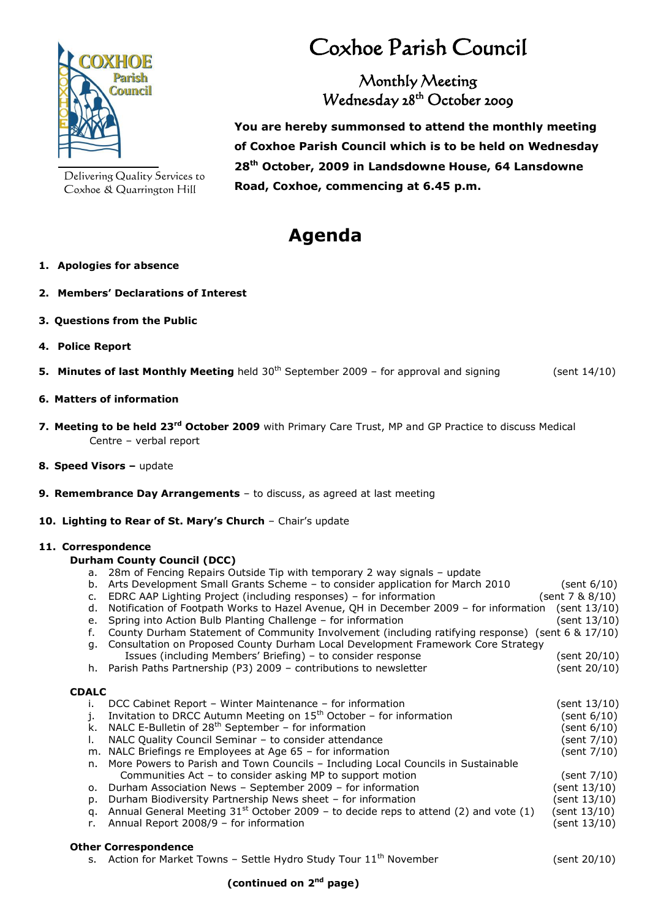Delivering Quality Services to Coxhoe & Quarrington Hill

# Coxhoe Parish Council

## Monthly Meeting
## Wednesday 28th October 2009

**You are hereby summonsed to attend the monthly meeting of Coxhoe Parish Council which is to be held on Wednesday 28th October, 2009 in Landsdowne House, 64 Lansdowne Road, Coxhoe, commencing at 6.45 p.m.**

# Agenda

1. **Apologies for absence**

2. **Members' Declarations of Interest**

3. **Questions from the Public**

4. **Police Report**

5. **Minutes of last Monthly Meeting** held 30th September 2009 – for approval and signing (sent 14/10)

6. **Matters of information**

7. **Meeting to be held 23rd October 2009** with Primary Care Trust, MP and GP Practice to discuss Medical Centre – verbal report

8. **Speed Visors –** update

9. **Remembrance Day Arrangements** – to discuss, as agreed at last meeting

10. **Lighting to Rear of St. Mary's Church** – Chair's update

11. **Correspondence**

**Durham County Council (DCC)**

a. 28m of Fencing Repairs Outside Tip with temporary 2 way signals – update
b. Arts Development Small Grants Scheme – to consider application for March 2010 (sent 6/10)
c. EDRC AAP Lighting Project (including responses) – for information (sent 7 & 8/10)
d. Notification of Footpath Works to Hazel Avenue, QH in December 2009 – for information (sent 13/10)
e. Spring into Action Bulb Planting Challenge – for information (sent 13/10)
f. County Durham Statement of Community Involvement (including ratifying response) (sent 6 & 17/10)
g. Consultation on Proposed County Durham Local Development Framework Core Strategy Issues (including Members' Briefing) – to consider response (sent 20/10)
h. Parish Paths Partnership (P3) 2009 – contributions to newsletter (sent 20/10)

**CDALC**

i. DCC Cabinet Report – Winter Maintenance – for information (sent 13/10)
j. Invitation to DRCC Autumn Meeting on 15th October – for information (sent 6/10)
k. NALC E-Bulletin of 28th September – for information (sent 6/10)
l. NALC Quality Council Seminar – to consider attendance (sent 7/10)
m. NALC Briefings re Employees at Age 65 – for information (sent 7/10)
n. More Powers to Parish and Town Councils – Including Local Councils in Sustainable Communities Act – to consider asking MP to support motion (sent 7/10)
o. Durham Association News – September 2009 – for information (sent 13/10)
p. Durham Biodiversity Partnership News sheet – for information (sent 13/10)
q. Annual General Meeting 31st October 2009 – to decide reps to attend (2) and vote (1) (sent 13/10)
r. Annual Report 2008/9 – for information (sent 13/10)

**Other Correspondence**

s. Action for Market Towns – Settle Hydro Study Tour 11th November (sent 20/10)

**(continued on 2nd page)**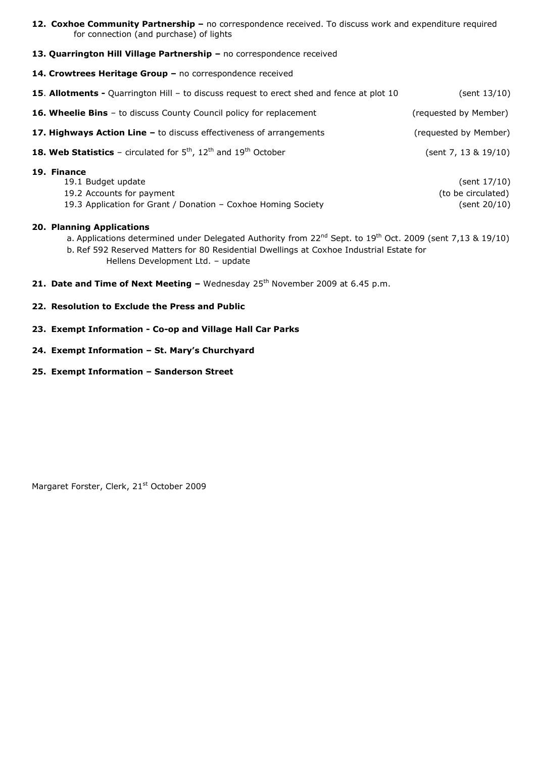**12. Coxhoe Community Partnership –** no correspondence received. To discuss work and expenditure required for connection (and purchase) of lights

**13. Quarrington Hill Village Partnership –** no correspondence received

**14. Crowtrees Heritage Group –** no correspondence received

**15**. **Allotments -** Quarrington Hill – to discuss request to erect shed and fence at plot 10 (sent 13/10)

**16. Wheelie Bins** – to discuss County Council policy for replacement (requested by Member)

**17. Highways Action Line –** to discuss effectiveness of arrangements (requested by Member)

**18. Web Statistics** – circulated for 5th, 12th and 19th October (sent 7, 13 & 19/10)

**19. Finance**

19.1 Budget update (sent 17/10)
19.2 Accounts for payment (to be circulated)
19.3 Application for Grant / Donation – Coxhoe Homing Society (sent 20/10)

**20. Planning Applications**

a. Applications determined under Delegated Authority from 22nd Sept. to 19th Oct. 2009 (sent 7,13 & 19/10)
b. Ref 592 Reserved Matters for 80 Residential Dwellings at Coxhoe Industrial Estate for Hellens Development Ltd. – update

**21. Date and Time of Next Meeting –** Wednesday 25th November 2009 at 6.45 p.m.

**22. Resolution to Exclude the Press and Public**

**23. Exempt Information - Co-op and Village Hall Car Parks**

**24. Exempt Information – St. Mary's Churchyard**

**25. Exempt Information – Sanderson Street**

Margaret Forster, Clerk, 21st October 2009